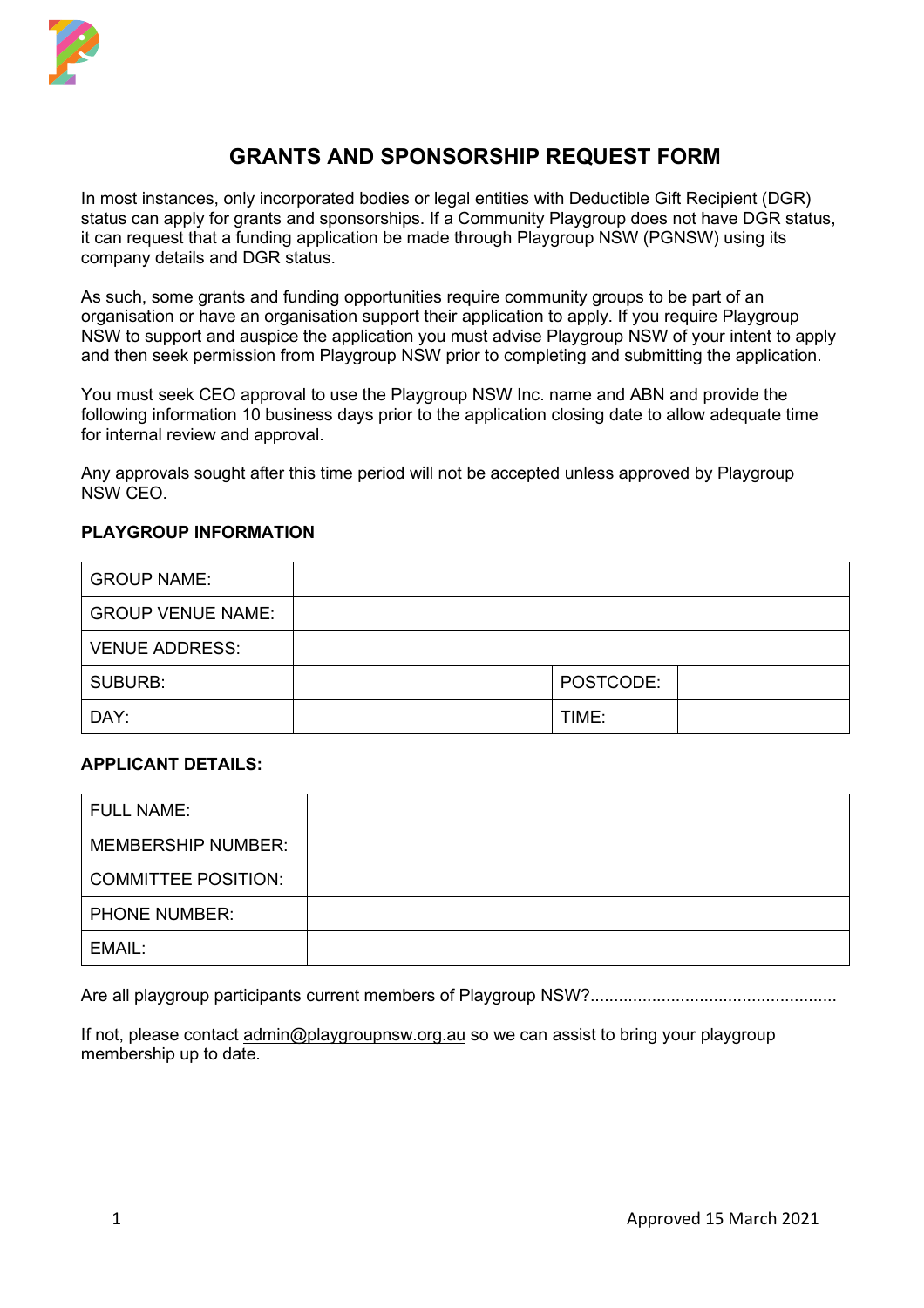# GRANTS AND SPONSORSHIP REQUEST FORM

In most instances, only incorporated bodies or legal entities with Deductible Gift Recipient (DGR) status can apply for grants and sponsorships. If a Community Playgroup does not have DGR status, it can request that a funding application be made through Playgroup NSW (PGNSW) using its company details and DGR status.

As such, some grants and funding opportunities require community groups to be part of an organisation or have an organisation support their application to apply. If you require Playgroup NSW to support and auspice the application you must advise Playgroup NSW of your intent to apply and then seek permission from Playgroup NSW prior to completing and submitting the application.

You must seek CEO approval to use the Playgroup NSW Inc. name and ABN and provide the following information 10 business days prior to the application closing date to allow adequate time for internal review and approval.

Any approvals sought after this time period will not be accepted unless approved by Playgroup NSW CEO.

**PLAYGROUP INFORMATION**

| GROUP NAME: | | | |
|---|---|---|---|
| GROUP VENUE NAME: | | | |
| VENUE ADDRESS: | | | |
| SUBURB: | | POSTCODE: | |
| DAY: | | TIME: | |

**APPLICANT DETAILS:**

| FULL NAME: | |
|---|---|
| MEMBERSHIP NUMBER: | |
| COMMITTEE POSITION: | |
| PHONE NUMBER: | |
| EMAIL: | |

Are all playgroup participants current members of Playgroup NSW?....................................................

If not, please contact admin@playgroupnsw.org.au so we can assist to bring your playgroup membership up to date.

Approved 15 March 2021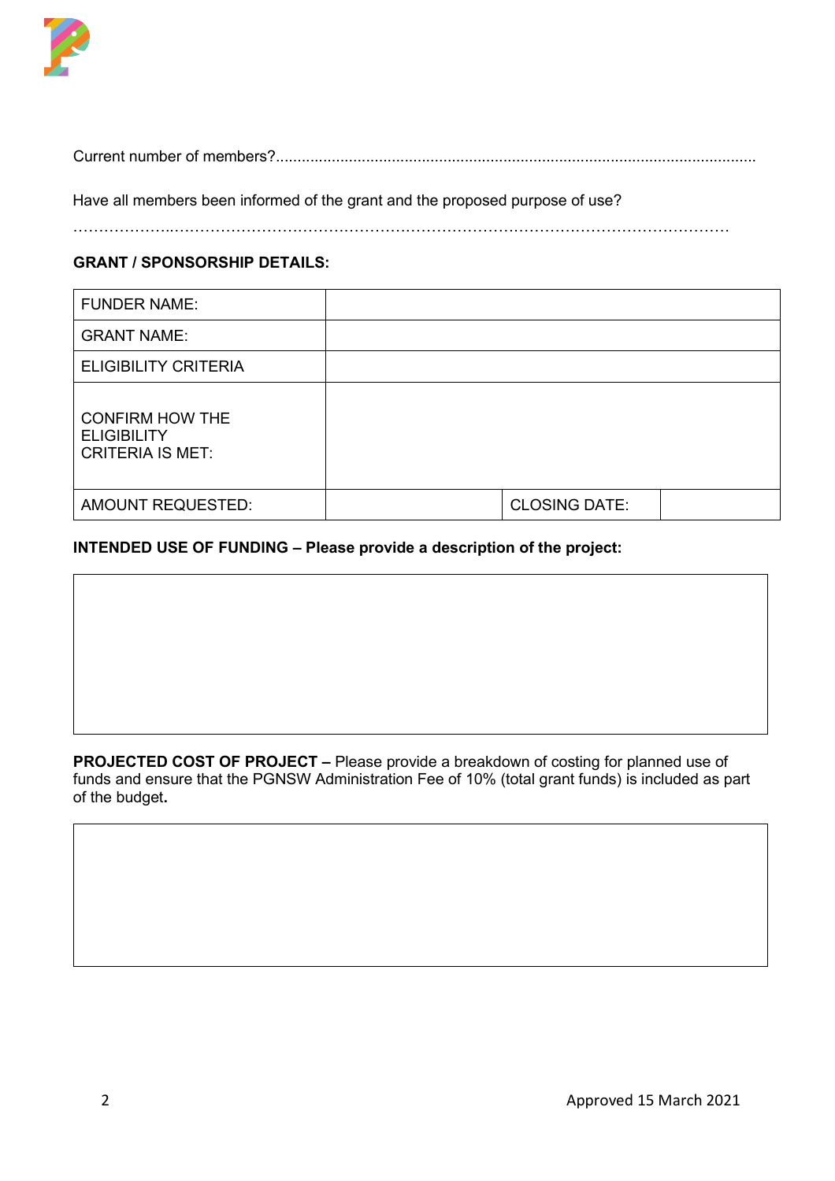Current number of members?...............................................................................................................

Have all members been informed of the grant and the proposed purpose of use?

………………..……………………………………………………………………………………………………

**GRANT / SPONSORSHIP DETAILS:**

| | | | |
|---|---|---|---|
| FUNDER NAME: | | | |
| GRANT NAME: | | | |
| ELIGIBILITY CRITERIA | | | |
| CONFIRM HOW THE ELIGIBILITY CRITERIA IS MET: | | | |
| AMOUNT REQUESTED: | | CLOSING DATE: | |

**INTENDED USE OF FUNDING – Please provide a description of the project:**

| |
|---|
| |

**PROJECTED COST OF PROJECT –** Please provide a breakdown of costing for planned use of funds and ensure that the PGNSW Administration Fee of 10% (total grant funds) is included as part of the budget**.**

| |
|---|
| |

Approved 15 March 2021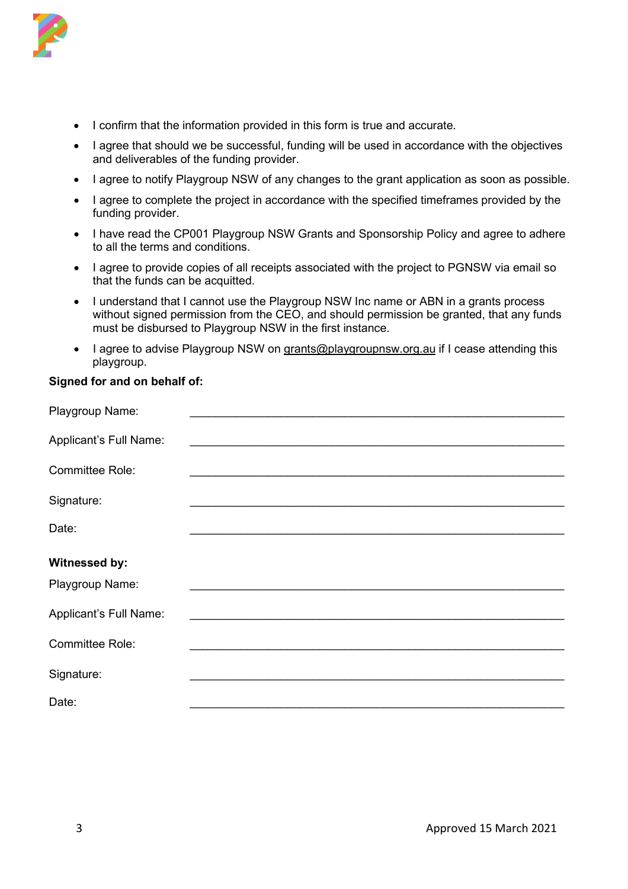- I confirm that the information provided in this form is true and accurate.
- I agree that should we be successful, funding will be used in accordance with the objectives and deliverables of the funding provider.
- I agree to notify Playgroup NSW of any changes to the grant application as soon as possible.
- I agree to complete the project in accordance with the specified timeframes provided by the funding provider.
- I have read the CP001 Playgroup NSW Grants and Sponsorship Policy and agree to adhere to all the terms and conditions.
- I agree to provide copies of all receipts associated with the project to PGNSW via email so that the funds can be acquitted.
- I understand that I cannot use the Playgroup NSW Inc name or ABN in a grants process without signed permission from the CEO, and should permission be granted, that any funds must be disbursed to Playgroup NSW in the first instance.
- I agree to advise Playgroup NSW on grants@playgroupnsw.org.au if I cease attending this playgroup.

**Signed for and on behalf of:**

Playgroup Name: ____________________________________________

Applicant's Full Name: ____________________________________________

Committee Role: ____________________________________________

Signature: ____________________________________________

Date: ____________________________________________

**Witnessed by:**

Playgroup Name: ____________________________________________

Applicant's Full Name: ____________________________________________

Committee Role: ____________________________________________

Signature: ____________________________________________

Date: ____________________________________________

Approved 15 March 2021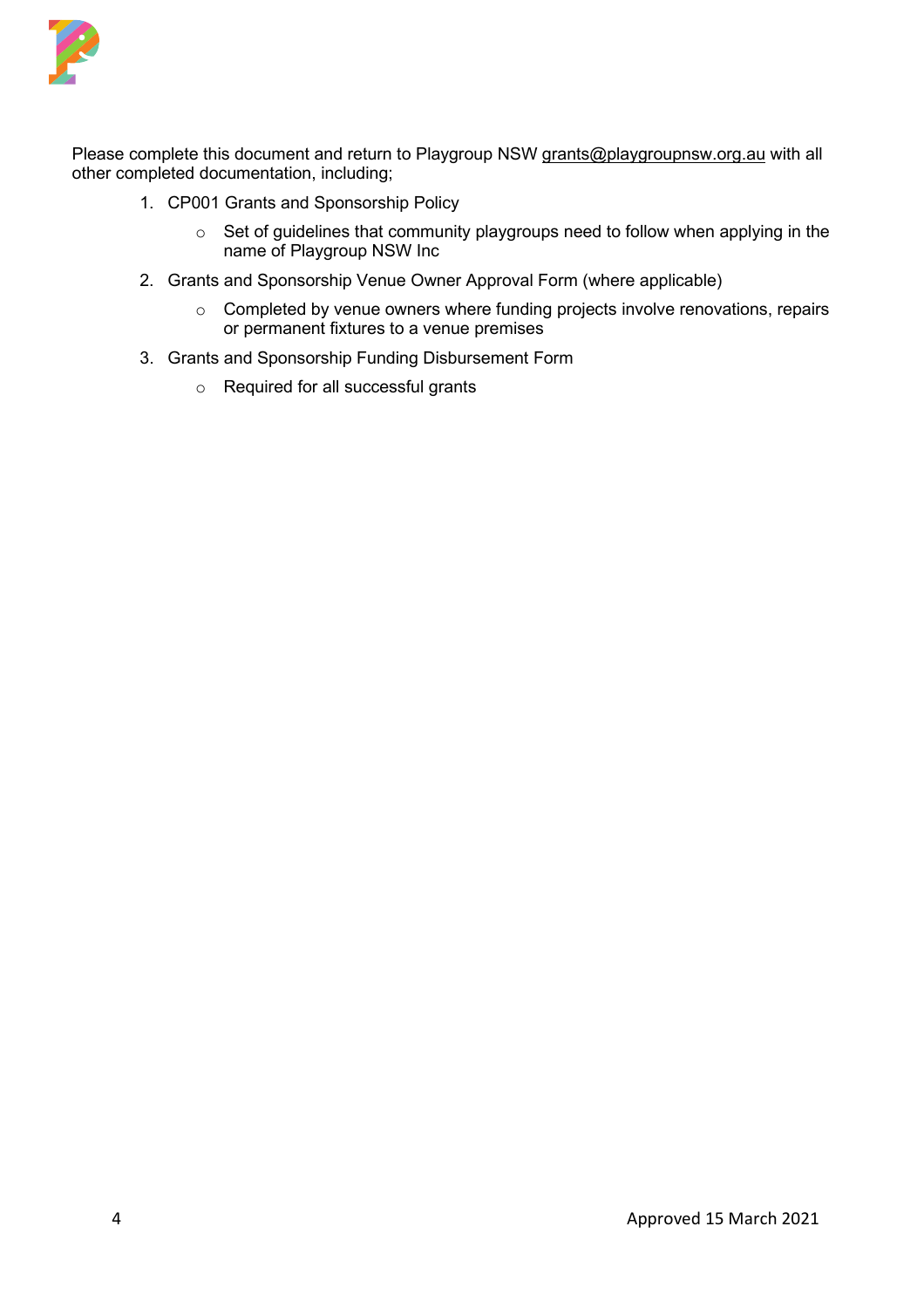Please complete this document and return to Playgroup NSW grants@playgroupnsw.org.au with all other completed documentation, including;

1. CP001 Grants and Sponsorship Policy
   - Set of guidelines that community playgroups need to follow when applying in the name of Playgroup NSW Inc
2. Grants and Sponsorship Venue Owner Approval Form (where applicable)
   - Completed by venue owners where funding projects involve renovations, repairs or permanent fixtures to a venue premises
3. Grants and Sponsorship Funding Disbursement Form
   - Required for all successful grants

Approved 15 March 2021